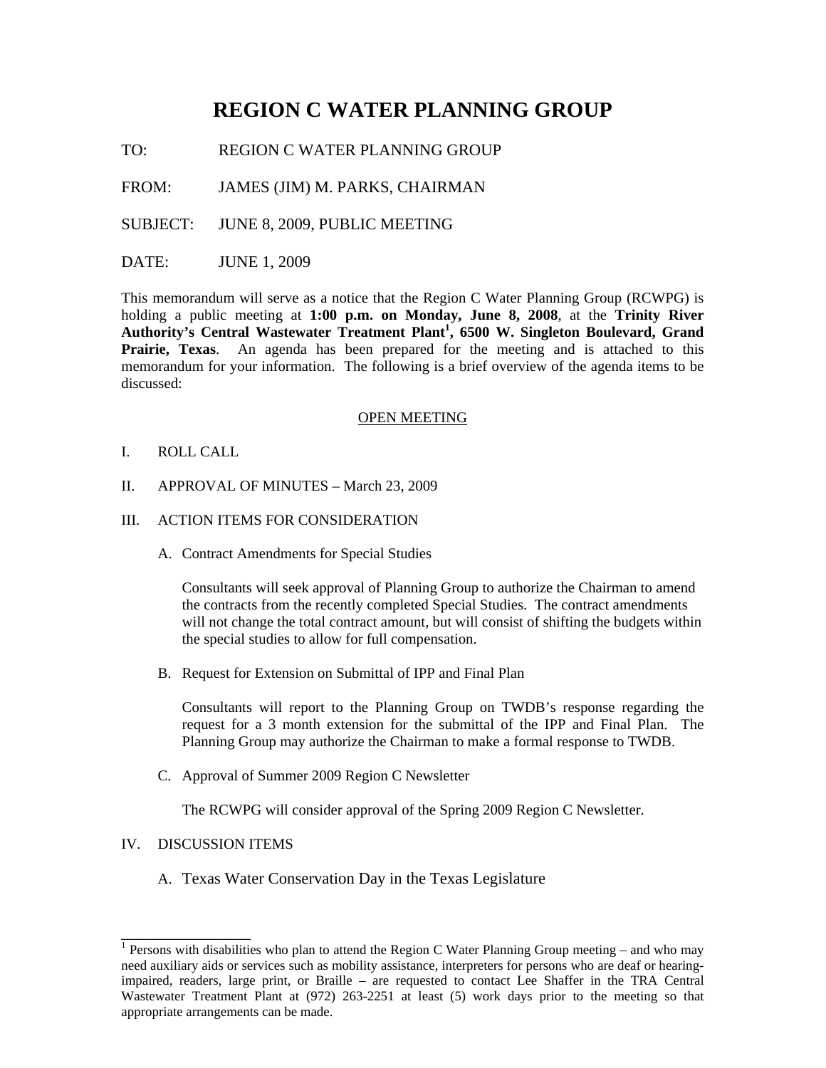# REGION C WATER PLANNING GROUP

TO: REGION C WATER PLANNING GROUP

FROM: JAMES (JIM) M. PARKS, CHAIRMAN

SUBJECT: JUNE 8, 2009, PUBLIC MEETING

DATE: JUNE 1, 2009

This memorandum will serve as a notice that the Region C Water Planning Group (RCWPG) is holding a public meeting at **1:00 p.m. on Monday, June 8, 2008**, at the **Trinity River Authority's Central Wastewater Treatment Plant[1], 6500 W. Singleton Boulevard, Grand Prairie, Texas**. An agenda has been prepared for the meeting and is attached to this memorandum for your information. The following is a brief overview of the agenda items to be discussed:

OPEN MEETING

I. ROLL CALL

II. APPROVAL OF MINUTES – March 23, 2009

III. ACTION ITEMS FOR CONSIDERATION

A. Contract Amendments for Special Studies

Consultants will seek approval of Planning Group to authorize the Chairman to amend the contracts from the recently completed Special Studies. The contract amendments will not change the total contract amount, but will consist of shifting the budgets within the special studies to allow for full compensation.

B. Request for Extension on Submittal of IPP and Final Plan

Consultants will report to the Planning Group on TWDB's response regarding the request for a 3 month extension for the submittal of the IPP and Final Plan. The Planning Group may authorize the Chairman to make a formal response to TWDB.

C. Approval of Summer 2009 Region C Newsletter

The RCWPG will consider approval of the Spring 2009 Region C Newsletter.

IV. DISCUSSION ITEMS

A. Texas Water Conservation Day in the Texas Legislature

---

[1] Persons with disabilities who plan to attend the Region C Water Planning Group meeting – and who may need auxiliary aids or services such as mobility assistance, interpreters for persons who are deaf or hearing-impaired, readers, large print, or Braille – are requested to contact Lee Shaffer in the TRA Central Wastewater Treatment Plant at (972) 263-2251 at least (5) work days prior to the meeting so that appropriate arrangements can be made.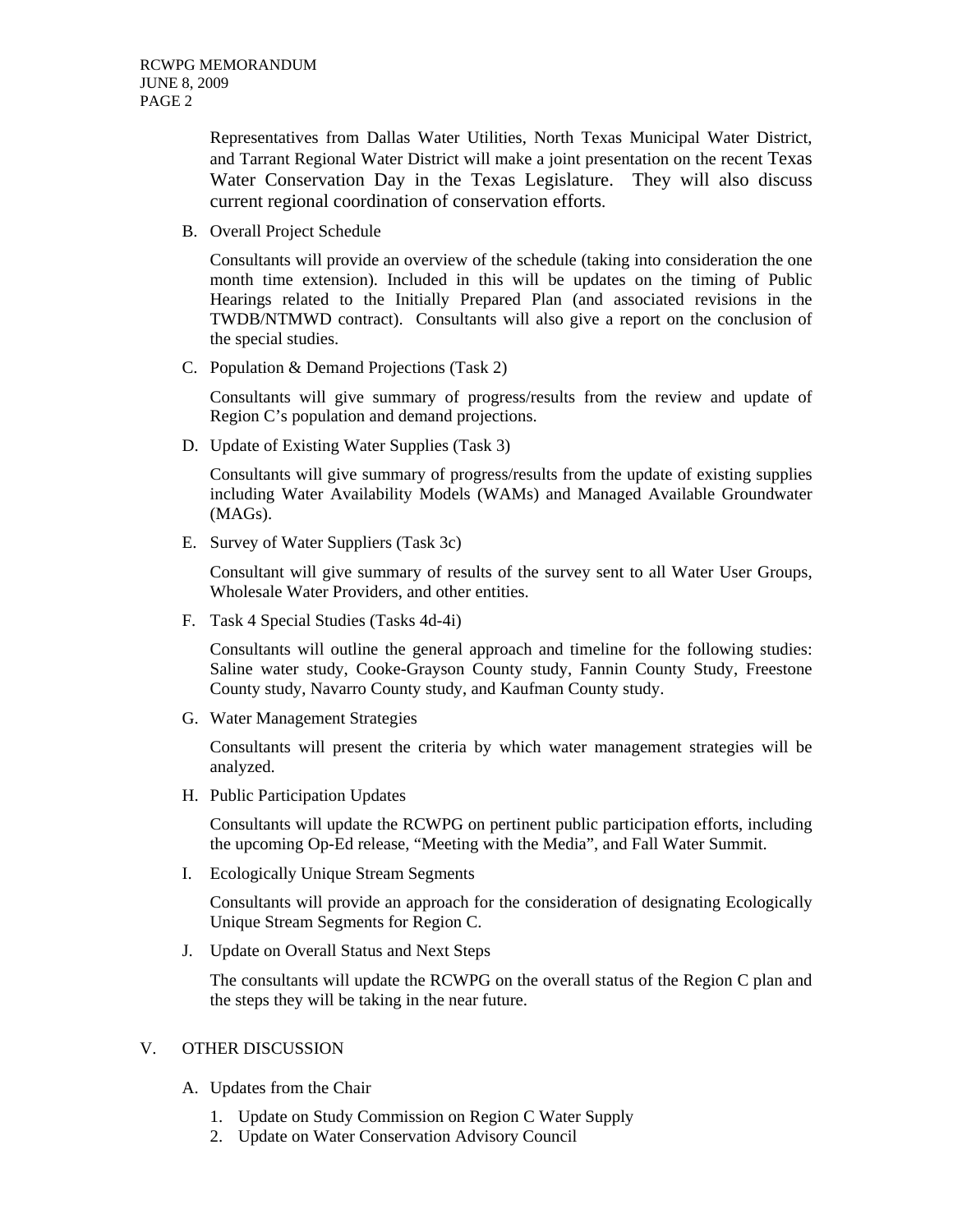Representatives from Dallas Water Utilities, North Texas Municipal Water District, and Tarrant Regional Water District will make a joint presentation on the recent Texas Water Conservation Day in the Texas Legislature. They will also discuss current regional coordination of conservation efforts.

B. Overall Project Schedule

Consultants will provide an overview of the schedule (taking into consideration the one month time extension). Included in this will be updates on the timing of Public Hearings related to the Initially Prepared Plan (and associated revisions in the TWDB/NTMWD contract). Consultants will also give a report on the conclusion of the special studies.

C. Population & Demand Projections (Task 2)

Consultants will give summary of progress/results from the review and update of Region C's population and demand projections.

D. Update of Existing Water Supplies (Task 3)

Consultants will give summary of progress/results from the update of existing supplies including Water Availability Models (WAMs) and Managed Available Groundwater (MAGs).

E. Survey of Water Suppliers (Task 3c)

Consultant will give summary of results of the survey sent to all Water User Groups, Wholesale Water Providers, and other entities.

F. Task 4 Special Studies (Tasks 4d-4i)

Consultants will outline the general approach and timeline for the following studies: Saline water study, Cooke-Grayson County study, Fannin County Study, Freestone County study, Navarro County study, and Kaufman County study.

G. Water Management Strategies

Consultants will present the criteria by which water management strategies will be analyzed.

H. Public Participation Updates

Consultants will update the RCWPG on pertinent public participation efforts, including the upcoming Op-Ed release, "Meeting with the Media", and Fall Water Summit.

I. Ecologically Unique Stream Segments

Consultants will provide an approach for the consideration of designating Ecologically Unique Stream Segments for Region C.

J. Update on Overall Status and Next Steps

The consultants will update the RCWPG on the overall status of the Region C plan and the steps they will be taking in the near future.

## V. OTHER DISCUSSION

A. Updates from the Chair

1. Update on Study Commission on Region C Water Supply
2. Update on Water Conservation Advisory Council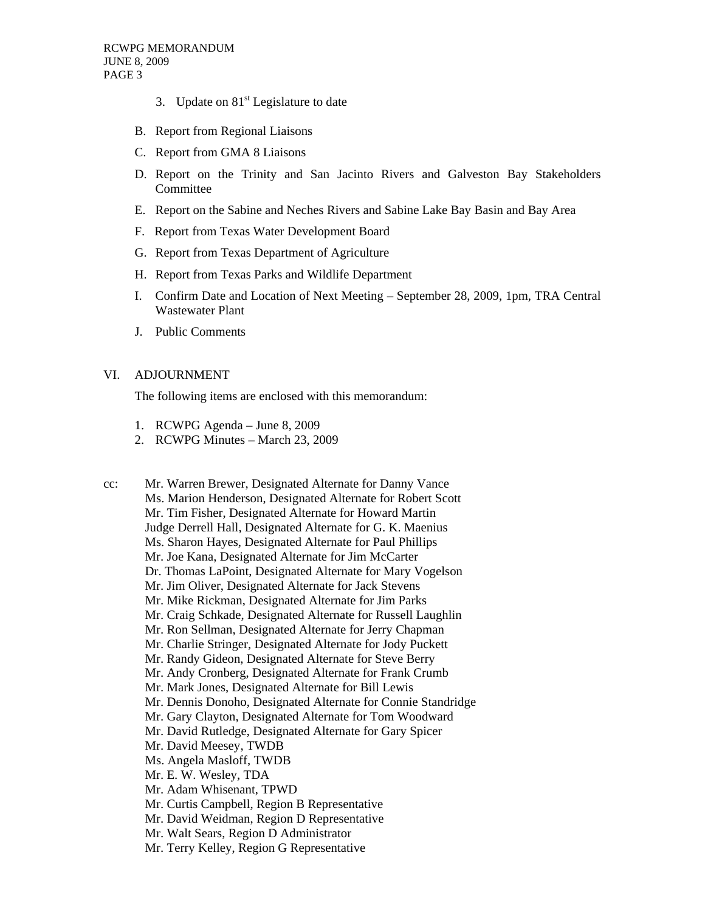3. Update on 81st Legislature to date

B. Report from Regional Liaisons

C. Report from GMA 8 Liaisons

D. Report on the Trinity and San Jacinto Rivers and Galveston Bay Stakeholders Committee

E. Report on the Sabine and Neches Rivers and Sabine Lake Bay Basin and Bay Area

F. Report from Texas Water Development Board

G. Report from Texas Department of Agriculture

H. Report from Texas Parks and Wildlife Department

I. Confirm Date and Location of Next Meeting – September 28, 2009, 1pm, TRA Central Wastewater Plant

J. Public Comments

VI. ADJOURNMENT

The following items are enclosed with this memorandum:

1. RCWPG Agenda – June 8, 2009
2. RCWPG Minutes – March 23, 2009

cc: Mr. Warren Brewer, Designated Alternate for Danny Vance
Ms. Marion Henderson, Designated Alternate for Robert Scott
Mr. Tim Fisher, Designated Alternate for Howard Martin
Judge Derrell Hall, Designated Alternate for G. K. Maenius
Ms. Sharon Hayes, Designated Alternate for Paul Phillips
Mr. Joe Kana, Designated Alternate for Jim McCarter
Dr. Thomas LaPoint, Designated Alternate for Mary Vogelson
Mr. Jim Oliver, Designated Alternate for Jack Stevens
Mr. Mike Rickman, Designated Alternate for Jim Parks
Mr. Craig Schkade, Designated Alternate for Russell Laughlin
Mr. Ron Sellman, Designated Alternate for Jerry Chapman
Mr. Charlie Stringer, Designated Alternate for Jody Puckett
Mr. Randy Gideon, Designated Alternate for Steve Berry
Mr. Andy Cronberg, Designated Alternate for Frank Crumb
Mr. Mark Jones, Designated Alternate for Bill Lewis
Mr. Dennis Donoho, Designated Alternate for Connie Standridge
Mr. Gary Clayton, Designated Alternate for Tom Woodward
Mr. David Rutledge, Designated Alternate for Gary Spicer
Mr. David Meesey, TWDB
Ms. Angela Masloff, TWDB
Mr. E. W. Wesley, TDA
Mr. Adam Whisenant, TPWD
Mr. Curtis Campbell, Region B Representative
Mr. David Weidman, Region D Representative
Mr. Walt Sears, Region D Administrator
Mr. Terry Kelley, Region G Representative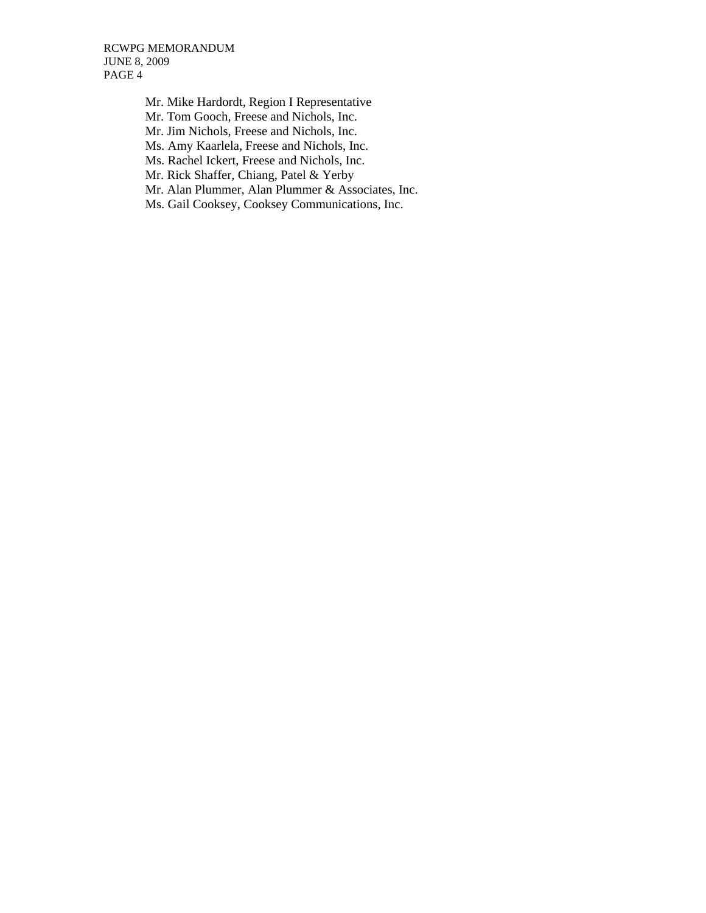Mr. Mike Hardordt, Region I Representative
Mr. Tom Gooch, Freese and Nichols, Inc.
Mr. Jim Nichols, Freese and Nichols, Inc.
Ms. Amy Kaarlela, Freese and Nichols, Inc.
Ms. Rachel Ickert, Freese and Nichols, Inc.
Mr. Rick Shaffer, Chiang, Patel & Yerby
Mr. Alan Plummer, Alan Plummer & Associates, Inc.
Ms. Gail Cooksey, Cooksey Communications, Inc.